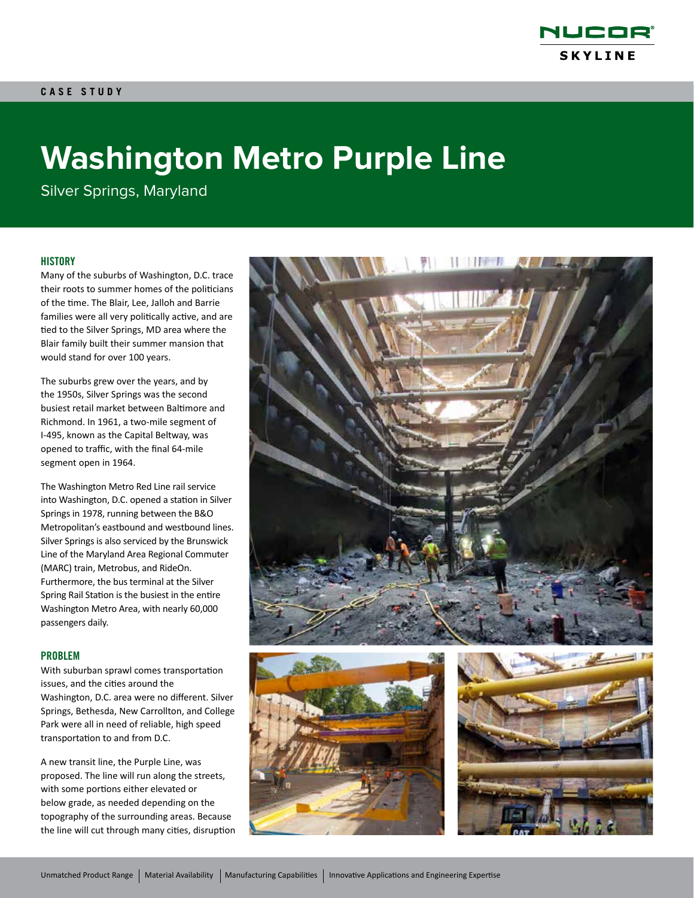CASE STUDY

# Washington Metro Purple Line

Silver Springs, Maryland

## HISTORY

Many of the suburbs of Washington, D.C. trace their roots to summer homes of the politicians of the time. The Blair, Lee, Jalloh and Barrie families were all very politically active, and are tied to the Silver Springs, MD area where the Blair family built their summer mansion that would stand for over 100 years.

The suburbs grew over the years, and by the 1950s, Silver Springs was the second busiest retail market between Baltimore and Richmond. In 1961, a two-mile segment of I-495, known as the Capital Beltway, was opened to traffic, with the final 64-mile segment open in 1964.

The Washington Metro Red Line rail service into Washington, D.C. opened a station in Silver Springs in 1978, running between the B&O Metropolitan's eastbound and westbound lines. Silver Springs is also serviced by the Brunswick Line of the Maryland Area Regional Commuter (MARC) train, Metrobus, and RideOn. Furthermore, the bus terminal at the Silver Spring Rail Station is the busiest in the entire Washington Metro Area, with nearly 60,000 passengers daily.

## PROBLEM

With suburban sprawl comes transportation issues, and the cities around the Washington, D.C. area were no different. Silver Springs, Bethesda, New Carrollton, and College Park were all in need of reliable, high speed transportation to and from D.C.

A new transit line, the Purple Line, was proposed. The line will run along the streets, with some portions either elevated or below grade, as needed depending on the topography of the surrounding areas. Because the line will cut through many cities, disruption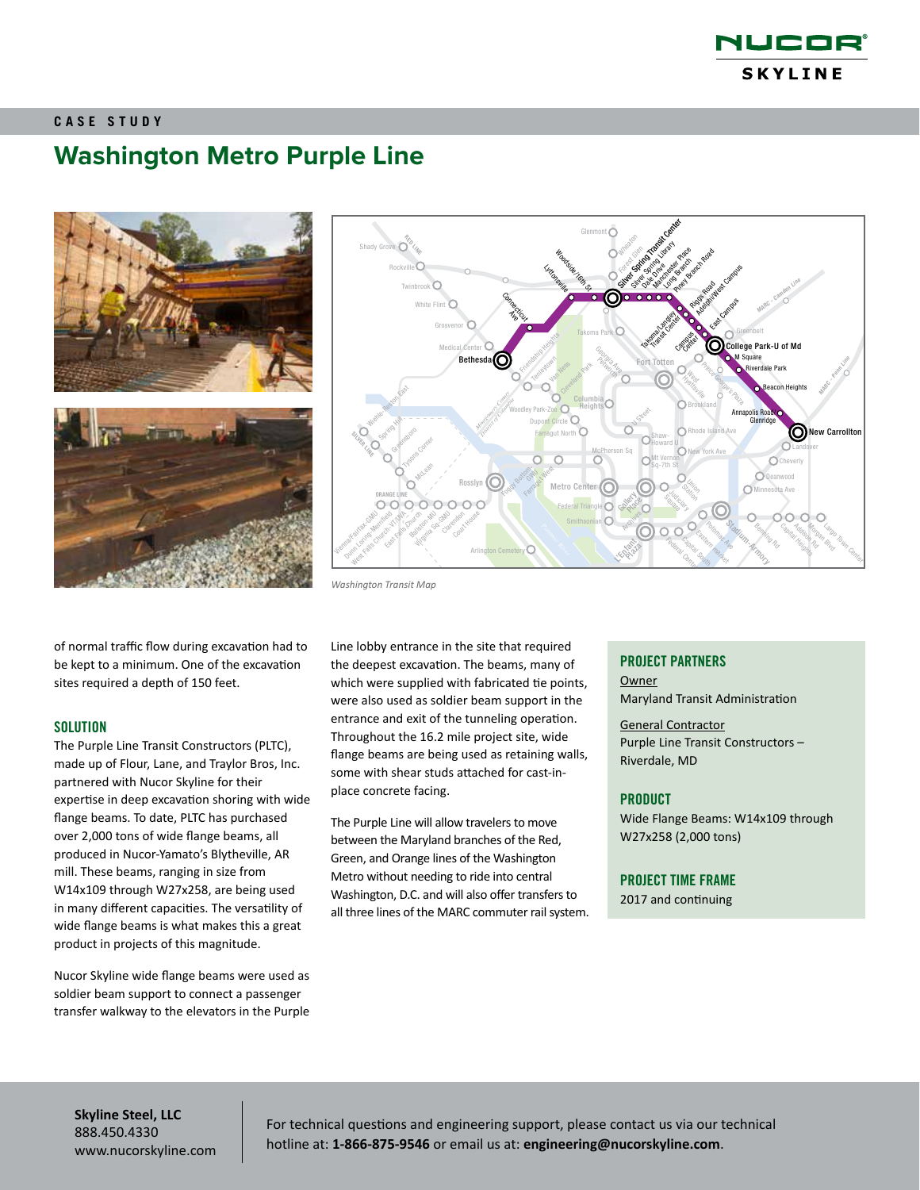CASE STUDY

# Washington Metro Purple Line

*Washington Transit Map*

of normal traffic flow during excavation had to be kept to a minimum. One of the excavation sites required a depth of 150 feet.

## SOLUTION

The Purple Line Transit Constructors (PLTC), made up of Flour, Lane, and Traylor Bros, Inc. partnered with Nucor Skyline for their expertise in deep excavation shoring with wide flange beams. To date, PLTC has purchased over 2,000 tons of wide flange beams, all produced in Nucor-Yamato's Blytheville, AR mill. These beams, ranging in size from W14x109 through W27x258, are being used in many different capacities. The versatility of wide flange beams is what makes this a great product in projects of this magnitude.

Nucor Skyline wide flange beams were used as soldier beam support to connect a passenger transfer walkway to the elevators in the Purple Line lobby entrance in the site that required the deepest excavation. The beams, many of which were supplied with fabricated tie points, were also used as soldier beam support in the entrance and exit of the tunneling operation. Throughout the 16.2 mile project site, wide flange beams are being used as retaining walls, some with shear studs attached for cast-in-place concrete facing.

The Purple Line will allow travelers to move between the Maryland branches of the Red, Green, and Orange lines of the Washington Metro without needing to ride into central Washington, D.C. and will also offer transfers to all three lines of the MARC commuter rail system.

## PROJECT PARTNERS

Owner
Maryland Transit Administration

General Contractor
Purple Line Transit Constructors – Riverdale, MD

## PRODUCT

Wide Flange Beams: W14x109 through W27x258 (2,000 tons)

## PROJECT TIME FRAME

2017 and continuing

**Skyline Steel, LLC**
888.450.4330
www.nucorskyline.com

For technical questions and engineering support, please contact us via our technical hotline at: **1-866-875-9546** or email us at: **engineering@nucorskyline.com**.